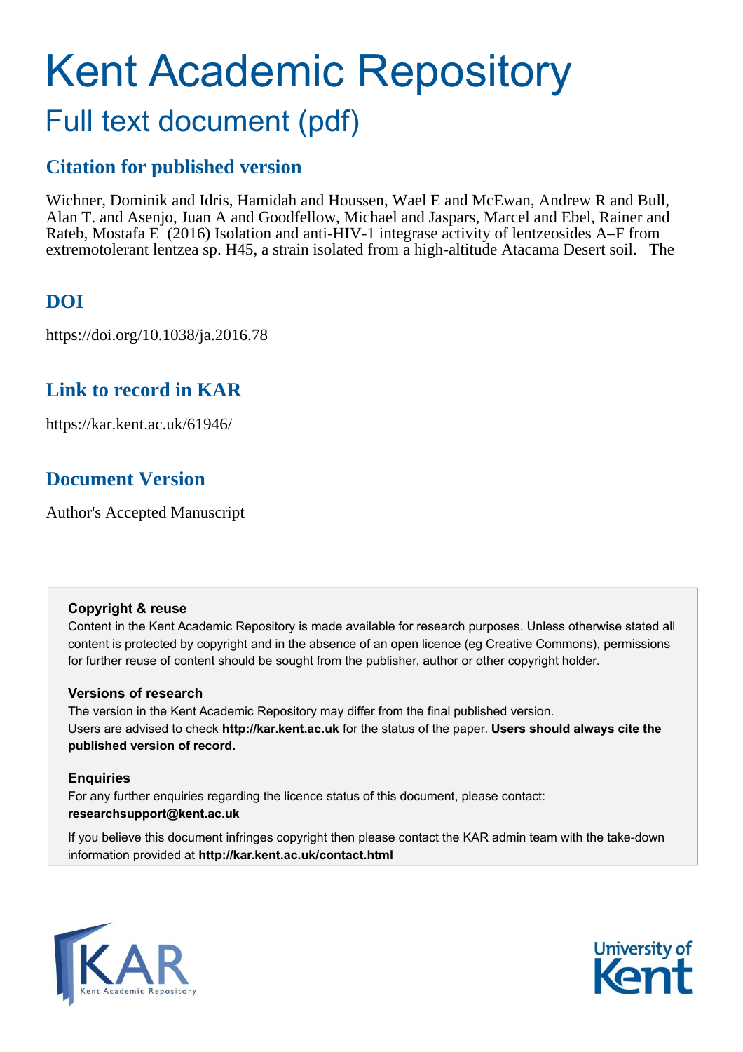# Kent Academic Repository

## Full text document (pdf)

## Citation for published version

Wichner, Dominik and Idris, Hamidah and Houssen, Wael E and McEwan, Andrew R and Bull, Alan T. and Asenjo, Juan A and Goodfellow, Michael and Jaspars, Marcel and Ebel, Rainer and Rateb, Mostafa E (2016) Isolation and anti-HIV-1 integrase activity of lentzeosides A–F from extremotolerant lentzea sp. H45, a strain isolated from a high-altitude Atacama Desert soil. The

## DOI

https://doi.org/10.1038/ja.2016.78

## Link to record in KAR

https://kar.kent.ac.uk/61946/

## Document Version

Author's Accepted Manuscript

**Copyright & reuse**

Content in the Kent Academic Repository is made available for research purposes. Unless otherwise stated all content is protected by copyright and in the absence of an open licence (eg Creative Commons), permissions for further reuse of content should be sought from the publisher, author or other copyright holder.

**Versions of research**

The version in the Kent Academic Repository may differ from the final published version. Users are advised to check **http://kar.kent.ac.uk** for the status of the paper. **Users should always cite the published version of record.**

**Enquiries**

For any further enquiries regarding the licence status of this document, please contact: **researchsupport@kent.ac.uk**

If you believe this document infringes copyright then please contact the KAR admin team with the take-down information provided at **http://kar.kent.ac.uk/contact.html**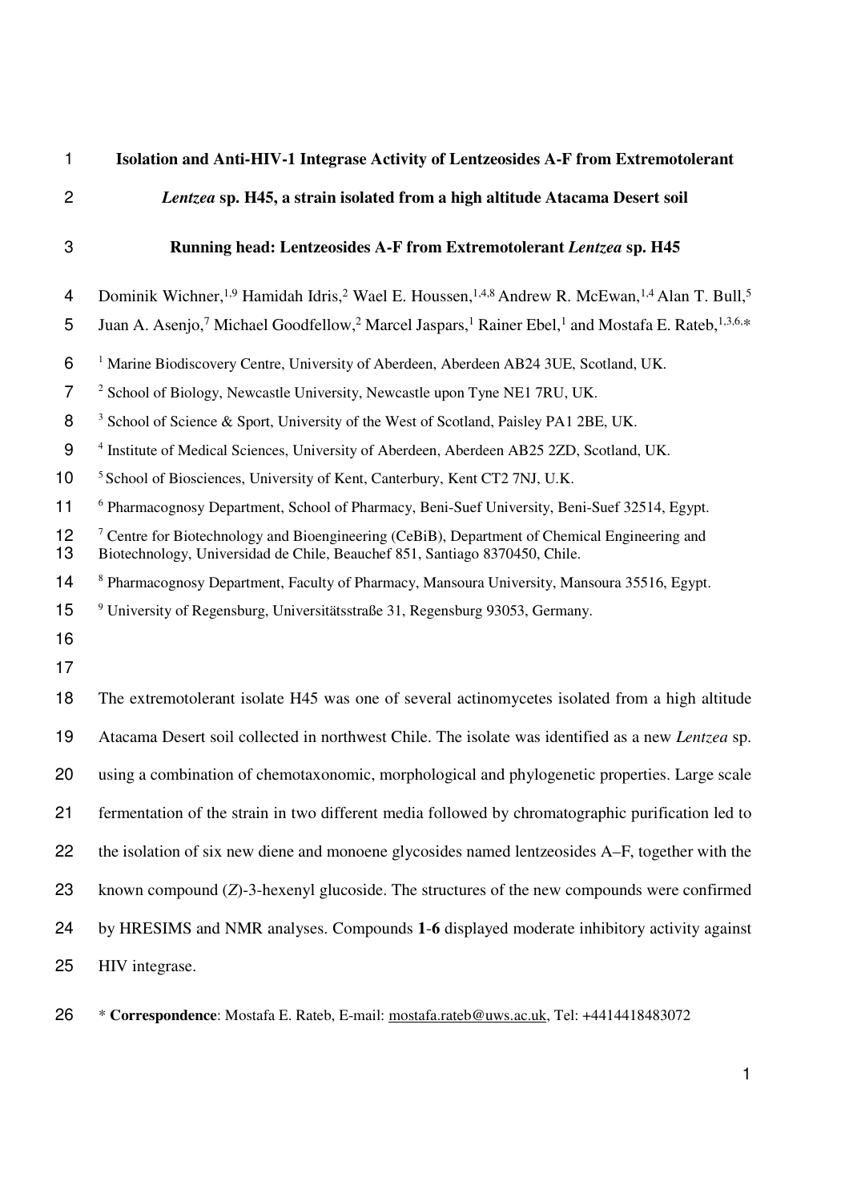# Isolation and Anti-HIV-1 Integrase Activity of Lentzeosides A-F from Extremotolerant *Lentzea* sp. H45, a strain isolated from a high altitude Atacama Desert soil

**Running head: Lentzeosides A-F from Extremotolerant *Lentzea* sp. H45**

Dominik Wichner,[1,9] Hamidah Idris,[2] Wael E. Houssen,[1,4,8] Andrew R. McEwan,[1,4] Alan T. Bull,[5] Juan A. Asenjo,[7] Michael Goodfellow,[2] Marcel Jaspars,[1] Rainer Ebel,[1] and Mostafa E. Rateb,[1,3,6,*]

[1] Marine Biodiscovery Centre, University of Aberdeen, Aberdeen AB24 3UE, Scotland, UK.

[2] School of Biology, Newcastle University, Newcastle upon Tyne NE1 7RU, UK.

[3] School of Science & Sport, University of the West of Scotland, Paisley PA1 2BE, UK.

[4] Institute of Medical Sciences, University of Aberdeen, Aberdeen AB25 2ZD, Scotland, UK.

[5] School of Biosciences, University of Kent, Canterbury, Kent CT2 7NJ, U.K.

[6] Pharmacognosy Department, School of Pharmacy, Beni-Suef University, Beni-Suef 32514, Egypt.

[7] Centre for Biotechnology and Bioengineering (CeBiB), Department of Chemical Engineering and Biotechnology, Universidad de Chile, Beauchef 851, Santiago 8370450, Chile.

[8] Pharmacognosy Department, Faculty of Pharmacy, Mansoura University, Mansoura 35516, Egypt.

[9] University of Regensburg, Universitätsstraße 31, Regensburg 93053, Germany.

The extremotolerant isolate H45 was one of several actinomycetes isolated from a high altitude Atacama Desert soil collected in northwest Chile. The isolate was identified as a new *Lentzea* sp. using a combination of chemotaxonomic, morphological and phylogenetic properties. Large scale fermentation of the strain in two different media followed by chromatographic purification led to the isolation of six new diene and monoene glycosides named lentzeosides A–F, together with the known compound (*Z*)-3-hexenyl glucoside. The structures of the new compounds were confirmed by HRESIMS and NMR analyses. Compounds **1**-**6** displayed moderate inhibitory activity against HIV integrase.

\* **Correspondence**: Mostafa E. Rateb, E-mail: mostafa.rateb@uws.ac.uk, Tel: +4414418483072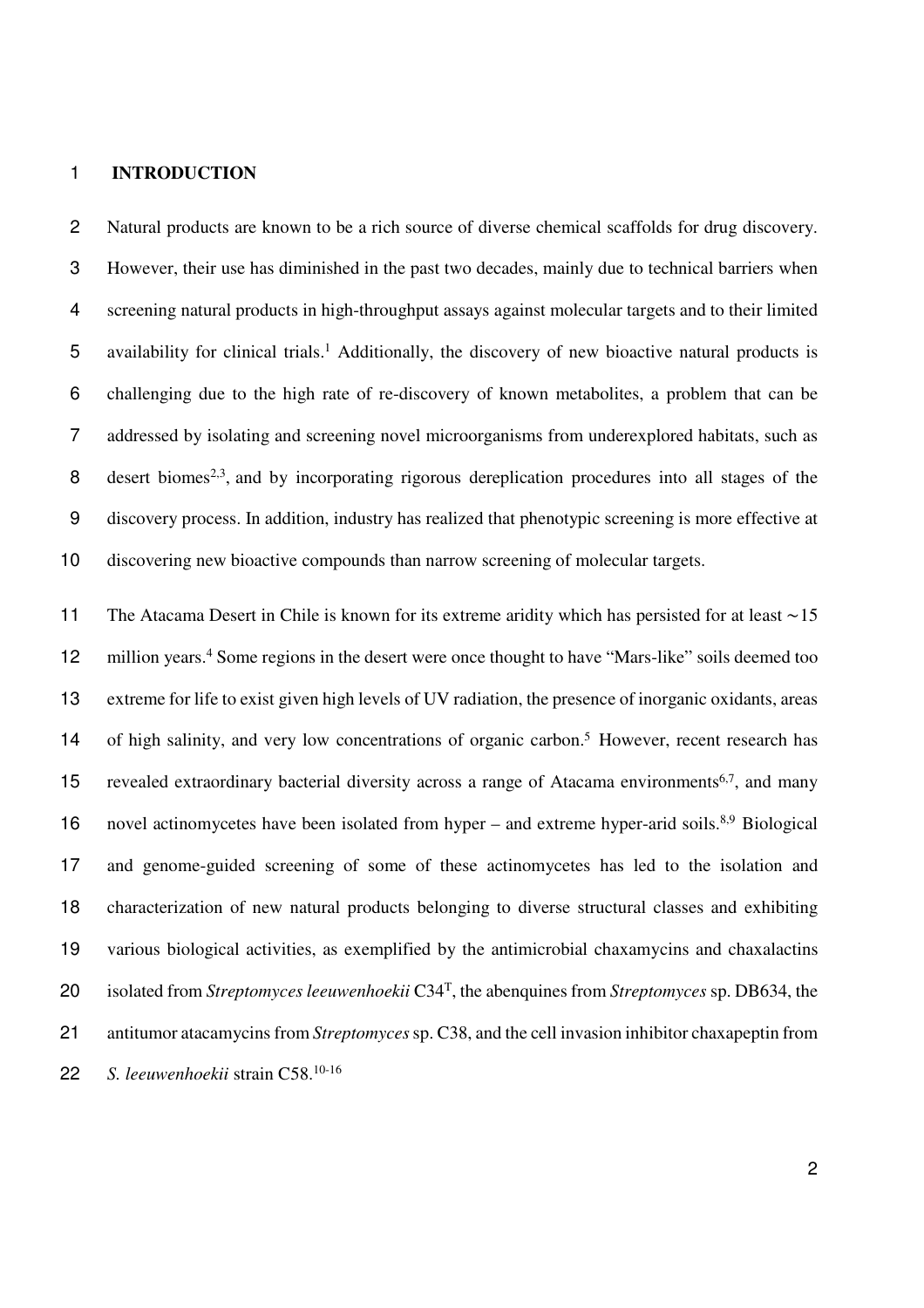# INTRODUCTION

Natural products are known to be a rich source of diverse chemical scaffolds for drug discovery. However, their use has diminished in the past two decades, mainly due to technical barriers when screening natural products in high-throughput assays against molecular targets and to their limited availability for clinical trials.[1] Additionally, the discovery of new bioactive natural products is challenging due to the high rate of re-discovery of known metabolites, a problem that can be addressed by isolating and screening novel microorganisms from underexplored habitats, such as desert biomes[2,3], and by incorporating rigorous dereplication procedures into all stages of the discovery process. In addition, industry has realized that phenotypic screening is more effective at discovering new bioactive compounds than narrow screening of molecular targets.

The Atacama Desert in Chile is known for its extreme aridity which has persisted for at least ~15 million years.[4] Some regions in the desert were once thought to have "Mars-like" soils deemed too extreme for life to exist given high levels of UV radiation, the presence of inorganic oxidants, areas of high salinity, and very low concentrations of organic carbon.[5] However, recent research has revealed extraordinary bacterial diversity across a range of Atacama environments[6,7], and many novel actinomycetes have been isolated from hyper – and extreme hyper-arid soils.[8,9] Biological and genome-guided screening of some of these actinomycetes has led to the isolation and characterization of new natural products belonging to diverse structural classes and exhibiting various biological activities, as exemplified by the antimicrobial chaxamycins and chaxalactins isolated from *Streptomyces leeuwenhoekii* C34$^{T}$, the abenquines from *Streptomyces* sp. DB634, the antitumor atacamycins from *Streptomyces* sp. C38, and the cell invasion inhibitor chaxapeptin from *S. leeuwenhoekii* strain C58.[10-16]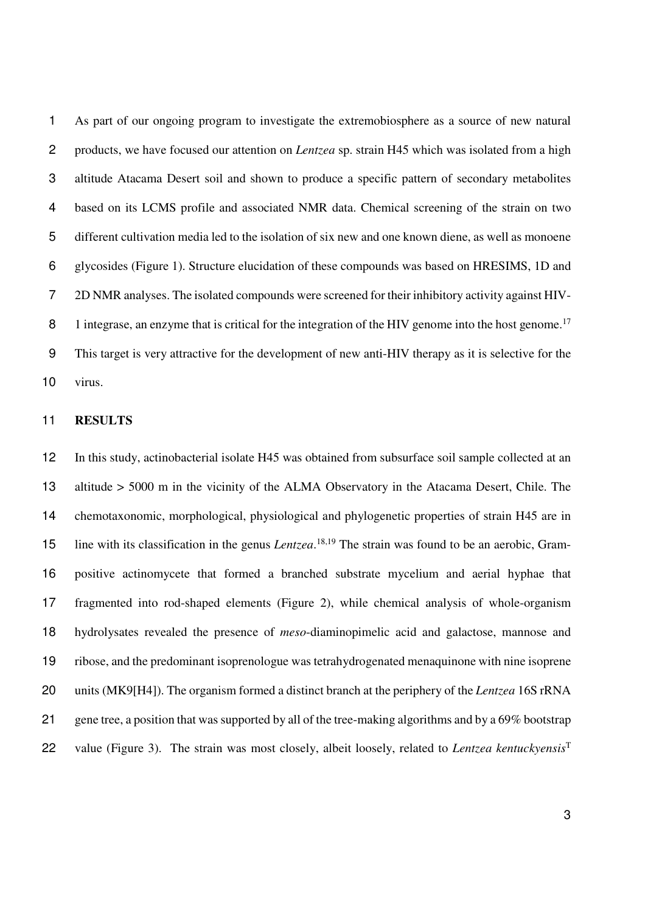As part of our ongoing program to investigate the extremobiosphere as a source of new natural products, we have focused our attention on *Lentzea* sp. strain H45 which was isolated from a high altitude Atacama Desert soil and shown to produce a specific pattern of secondary metabolites based on its LCMS profile and associated NMR data. Chemical screening of the strain on two different cultivation media led to the isolation of six new and one known diene, as well as monoene glycosides (Figure 1). Structure elucidation of these compounds was based on HRESIMS, 1D and 2D NMR analyses. The isolated compounds were screened for their inhibitory activity against HIV-1 integrase, an enzyme that is critical for the integration of the HIV genome into the host genome.[17] This target is very attractive for the development of new anti-HIV therapy as it is selective for the virus.

## RESULTS

In this study, actinobacterial isolate H45 was obtained from subsurface soil sample collected at an altitude > 5000 m in the vicinity of the ALMA Observatory in the Atacama Desert, Chile. The chemotaxonomic, morphological, physiological and phylogenetic properties of strain H45 are in line with its classification in the genus *Lentzea*.[18,19] The strain was found to be an aerobic, Gram-positive actinomycete that formed a branched substrate mycelium and aerial hyphae that fragmented into rod-shaped elements (Figure 2), while chemical analysis of whole-organism hydrolysates revealed the presence of *meso*-diaminopimelic acid and galactose, mannose and ribose, and the predominant isoprenologue was tetrahydrogenated menaquinone with nine isoprene units (MK9[H4]). The organism formed a distinct branch at the periphery of the *Lentzea* 16S rRNA gene tree, a position that was supported by all of the tree-making algorithms and by a 69% bootstrap value (Figure 3). The strain was most closely, albeit loosely, related to *Lentzea kentuckyensis*[T]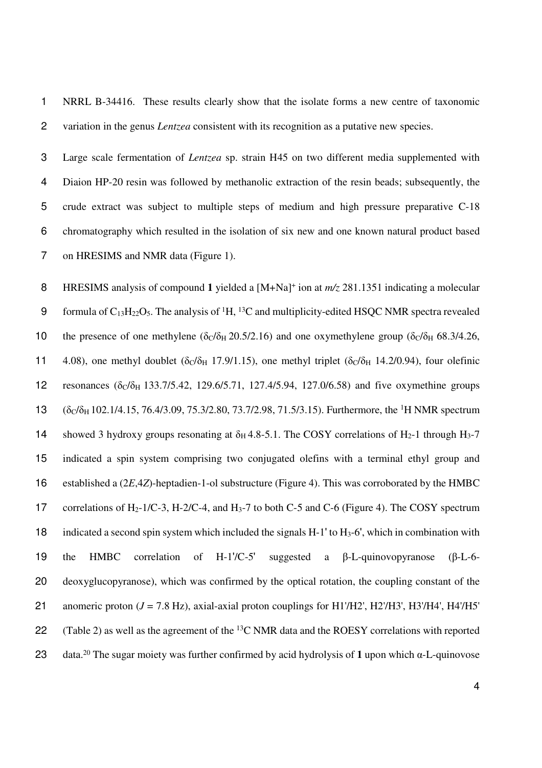NRRL B-34416. These results clearly show that the isolate forms a new centre of taxonomic variation in the genus *Lentzea* consistent with its recognition as a putative new species.

Large scale fermentation of *Lentzea* sp. strain H45 on two different media supplemented with Diaion HP-20 resin was followed by methanolic extraction of the resin beads; subsequently, the crude extract was subject to multiple steps of medium and high pressure preparative C-18 chromatography which resulted in the isolation of six new and one known natural product based on HRESIMS and NMR data (Figure 1).

HRESIMS analysis of compound **1** yielded a $[M+Na]^+$ ion at *m/z* 281.1351 indicating a molecular formula of $C_{13}H_{22}O_5$. The analysis of $^1H$, $^{13}C$ and multiplicity-edited HSQC NMR spectra revealed the presence of one methylene ($\delta_C/\delta_H$ 20.5/2.16) and one oxymethylene group ($\delta_C/\delta_H$ 68.3/4.26, 4.08), one methyl doublet ($\delta_C/\delta_H$ 17.9/1.15), one methyl triplet ($\delta_C/\delta_H$ 14.2/0.94), four olefinic resonances ($\delta_C/\delta_H$ 133.7/5.42, 129.6/5.71, 127.4/5.94, 127.0/6.58) and five oxymethine groups ($\delta_C/\delta_H$ 102.1/4.15, 76.4/3.09, 75.3/2.80, 73.7/2.98, 71.5/3.15). Furthermore, the $^1H$ NMR spectrum showed 3 hydroxy groups resonating at $\delta_H$ 4.8-5.1. The COSY correlations of $H_2$-1 through $H_3$-7 indicated a spin system comprising two conjugated olefins with a terminal ethyl group and established a (2*E*,4*Z*)-heptadien-1-ol substructure (Figure 4). This was corroborated by the HMBC correlations of $H_2$-1/C-3, H-2/C-4, and $H_3$-7 to both C-5 and C-6 (Figure 4). The COSY spectrum indicated a second spin system which included the signals H-1' to $H_3$-6', which in combination with the HMBC correlation of H-1'/C-5' suggested a β-L-quinovopyranose (β-L-6-deoxyglucopyranose), which was confirmed by the optical rotation, the coupling constant of the anomeric proton ($J$ = 7.8 Hz), axial-axial proton couplings for H1'/H2', H2'/H3', H3'/H4', H4'/H5' (Table 2) as well as the agreement of the $^{13}C$ NMR data and the ROESY correlations with reported data.[20] The sugar moiety was further confirmed by acid hydrolysis of **1** upon which α-L-quinovose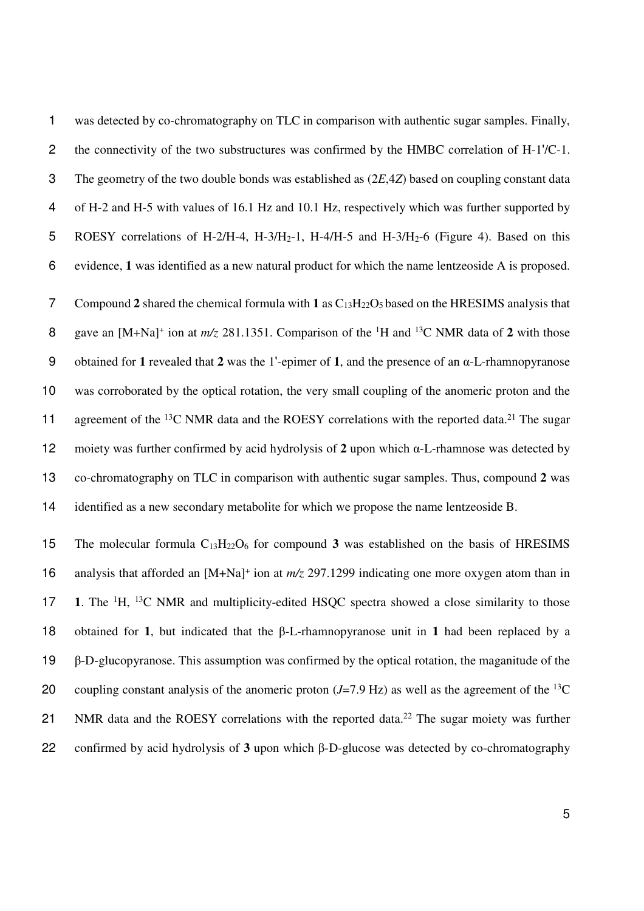was detected by co-chromatography on TLC in comparison with authentic sugar samples. Finally, the connectivity of the two substructures was confirmed by the HMBC correlation of H-1'/C-1. The geometry of the two double bonds was established as (2*E*,4*Z*) based on coupling constant data of H-2 and H-5 with values of 16.1 Hz and 10.1 Hz, respectively which was further supported by ROESY correlations of H-2/H-4, H-3/$H_2$-1, H-4/H-5 and H-3/$H_2$-6 (Figure 4). Based on this evidence, **1** was identified as a new natural product for which the name lentzeoside A is proposed.

Compound **2** shared the chemical formula with **1** as $C_{13}H_{22}O_5$ based on the HRESIMS analysis that gave an $[M+Na]^+$ ion at *m/z* 281.1351. Comparison of the $^1H$ and $^{13}C$ NMR data of **2** with those obtained for **1** revealed that **2** was the 1'-epimer of **1**, and the presence of an α-L-rhamnopyranose was corroborated by the optical rotation, the very small coupling of the anomeric proton and the agreement of the $^{13}C$ NMR data and the ROESY correlations with the reported data.[21] The sugar moiety was further confirmed by acid hydrolysis of **2** upon which α-L-rhamnose was detected by co-chromatography on TLC in comparison with authentic sugar samples. Thus, compound **2** was identified as a new secondary metabolite for which we propose the name lentzeoside B.

The molecular formula $C_{13}H_{22}O_6$ for compound **3** was established on the basis of HRESIMS analysis that afforded an $[M+Na]^+$ ion at *m/z* 297.1299 indicating one more oxygen atom than in **1**. The $^1H$, $^{13}C$ NMR and multiplicity-edited HSQC spectra showed a close similarity to those obtained for **1**, but indicated that the β-L-rhamnopyranose unit in **1** had been replaced by a β-D-glucopyranose. This assumption was confirmed by the optical rotation, the maganitude of the coupling constant analysis of the anomeric proton ($J$=7.9 Hz) as well as the agreement of the $^{13}C$ NMR data and the ROESY correlations with the reported data.[22] The sugar moiety was further confirmed by acid hydrolysis of **3** upon which β-D-glucose was detected by co-chromatography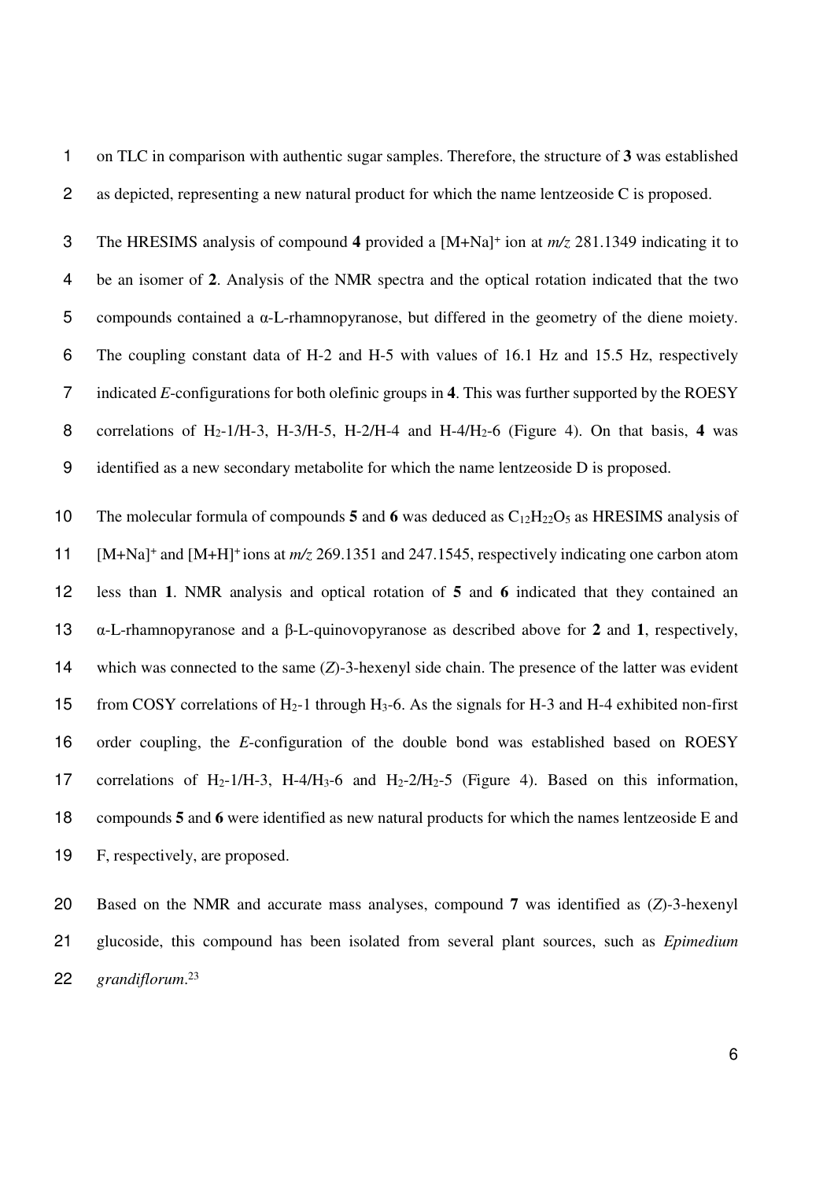on TLC in comparison with authentic sugar samples. Therefore, the structure of **3** was established as depicted, representing a new natural product for which the name lentzeoside C is proposed.

The HRESIMS analysis of compound **4** provided a $[M+Na]^+$ ion at *m/z* 281.1349 indicating it to be an isomer of **2**. Analysis of the NMR spectra and the optical rotation indicated that the two compounds contained a α-L-rhamnopyranose, but differed in the geometry of the diene moiety. The coupling constant data of H-2 and H-5 with values of 16.1 Hz and 15.5 Hz, respectively indicated *E*-configurations for both olefinic groups in **4**. This was further supported by the ROESY correlations of $H_2$-1/H-3, H-3/H-5, H-2/H-4 and H-4/$H_2$-6 (Figure 4). On that basis, **4** was identified as a new secondary metabolite for which the name lentzeoside D is proposed.

The molecular formula of compounds **5** and **6** was deduced as $C_{12}H_{22}O_5$ as HRESIMS analysis of $[M+Na]^+$ and $[M+H]^+$ ions at *m/z* 269.1351 and 247.1545, respectively indicating one carbon atom less than **1**. NMR analysis and optical rotation of **5** and **6** indicated that they contained an α-L-rhamnopyranose and a β-L-quinovopyranose as described above for **2** and **1**, respectively, which was connected to the same (*Z*)-3-hexenyl side chain. The presence of the latter was evident from COSY correlations of $H_2$-1 through $H_3$-6. As the signals for H-3 and H-4 exhibited non-first order coupling, the *E*-configuration of the double bond was established based on ROESY correlations of $H_2$-1/H-3, H-4/$H_3$-6 and $H_2$-2/$H_2$-5 (Figure 4). Based on this information, compounds **5** and **6** were identified as new natural products for which the names lentzeoside E and F, respectively, are proposed.

Based on the NMR and accurate mass analyses, compound **7** was identified as (*Z*)-3-hexenyl glucoside, this compound has been isolated from several plant sources, such as *Epimedium grandiflorum*.[23]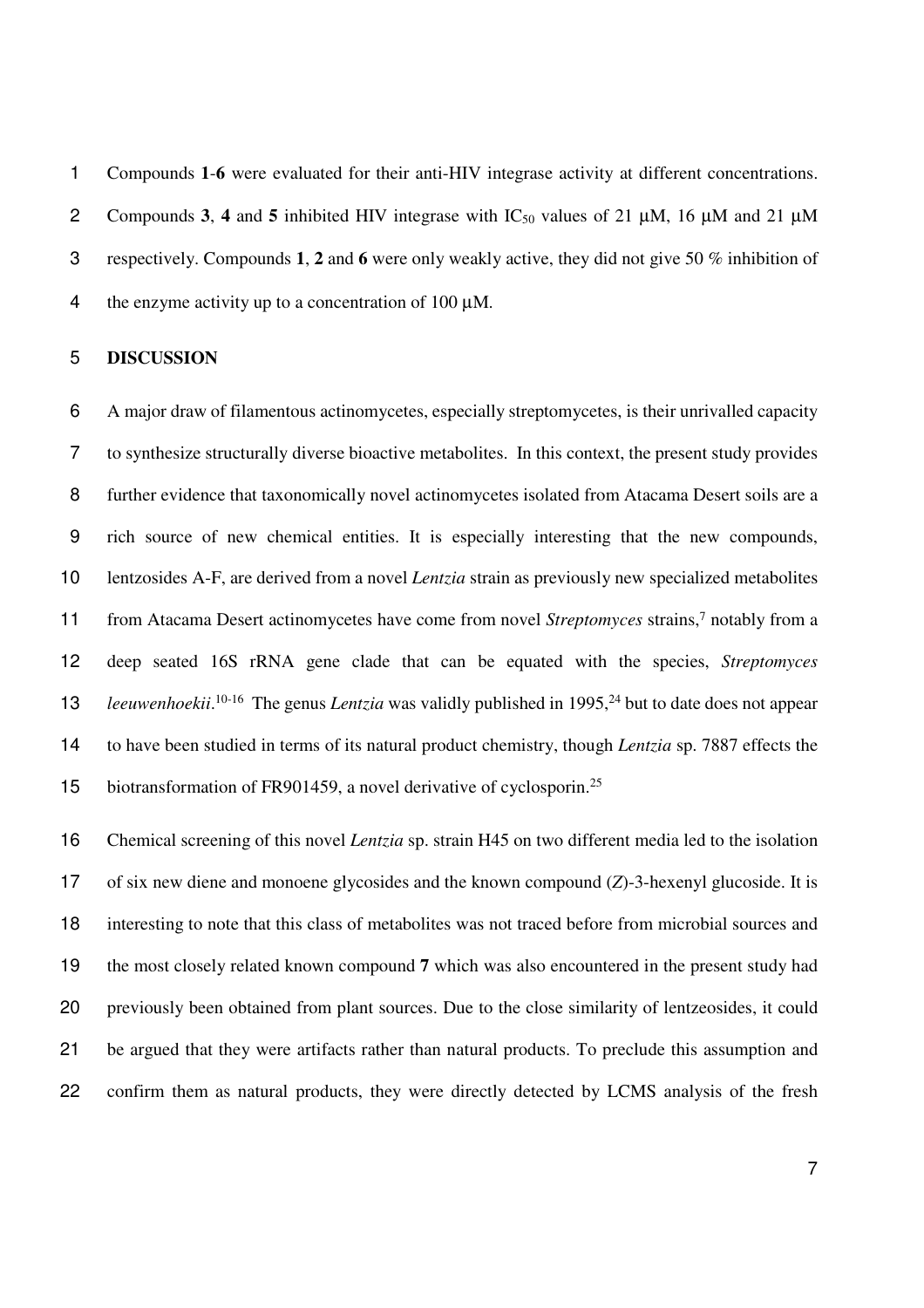Compounds **1**-**6** were evaluated for their anti-HIV integrase activity at different concentrations. Compounds **3**, **4** and **5** inhibited HIV integrase with $IC_{50}$ values of 21 μM, 16 μM and 21 μM respectively. Compounds **1**, **2** and **6** were only weakly active, they did not give 50 % inhibition of the enzyme activity up to a concentration of 100 μM.

## DISCUSSION

A major draw of filamentous actinomycetes, especially streptomycetes, is their unrivalled capacity to synthesize structurally diverse bioactive metabolites. In this context, the present study provides further evidence that taxonomically novel actinomycetes isolated from Atacama Desert soils are a rich source of new chemical entities. It is especially interesting that the new compounds, lentzosides A-F, are derived from a novel *Lentzia* strain as previously new specialized metabolites from Atacama Desert actinomycetes have come from novel *Streptomyces* strains,[7] notably from a deep seated 16S rRNA gene clade that can be equated with the species, *Streptomyces leeuwenhoekii*.[10-16] The genus *Lentzia* was validly published in 1995,[24] but to date does not appear to have been studied in terms of its natural product chemistry, though *Lentzia* sp. 7887 effects the biotransformation of FR901459, a novel derivative of cyclosporin.[25]

Chemical screening of this novel *Lentzia* sp. strain H45 on two different media led to the isolation of six new diene and monoene glycosides and the known compound (*Z*)-3-hexenyl glucoside. It is interesting to note that this class of metabolites was not traced before from microbial sources and the most closely related known compound **7** which was also encountered in the present study had previously been obtained from plant sources. Due to the close similarity of lentzeosides, it could be argued that they were artifacts rather than natural products. To preclude this assumption and confirm them as natural products, they were directly detected by LCMS analysis of the fresh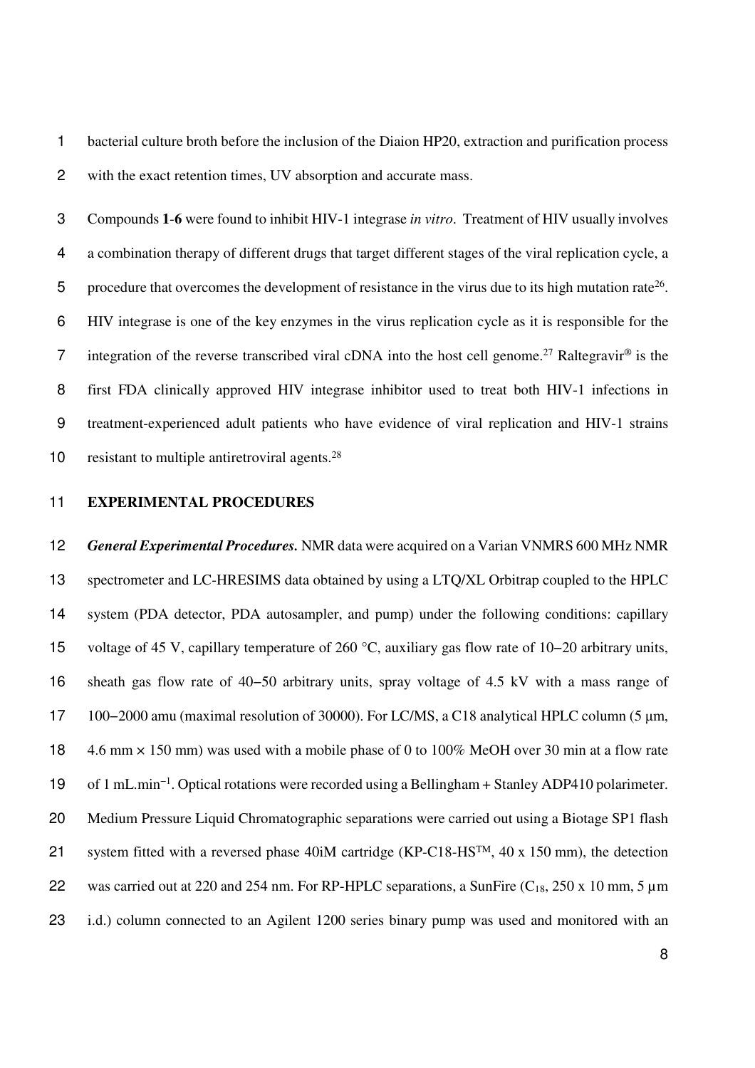bacterial culture broth before the inclusion of the Diaion HP20, extraction and purification process with the exact retention times, UV absorption and accurate mass.

Compounds **1**-**6** were found to inhibit HIV-1 integrase *in vitro*. Treatment of HIV usually involves a combination therapy of different drugs that target different stages of the viral replication cycle, a procedure that overcomes the development of resistance in the virus due to its high mutation rate[26]. HIV integrase is one of the key enzymes in the virus replication cycle as it is responsible for the integration of the reverse transcribed viral cDNA into the host cell genome.[27] Raltegravir® is the first FDA clinically approved HIV integrase inhibitor used to treat both HIV-1 infections in treatment-experienced adult patients who have evidence of viral replication and HIV-1 strains resistant to multiple antiretroviral agents.[28]

## EXPERIMENTAL PROCEDURES

***General Experimental Procedures.*** NMR data were acquired on a Varian VNMRS 600 MHz NMR spectrometer and LC-HRESIMS data obtained by using a LTQ/XL Orbitrap coupled to the HPLC system (PDA detector, PDA autosampler, and pump) under the following conditions: capillary voltage of 45 V, capillary temperature of 260 °C, auxiliary gas flow rate of 10−20 arbitrary units, sheath gas flow rate of 40−50 arbitrary units, spray voltage of 4.5 kV with a mass range of 100−2000 amu (maximal resolution of 30000). For LC/MS, a C18 analytical HPLC column (5 µm, 4.6 mm × 150 mm) was used with a mobile phase of 0 to 100% MeOH over 30 min at a flow rate of 1 mL.min$^{-1}$. Optical rotations were recorded using a Bellingham + Stanley ADP410 polarimeter. Medium Pressure Liquid Chromatographic separations were carried out using a Biotage SP1 flash system fitted with a reversed phase 40iM cartridge (KP-C18-HS™, 40 x 150 mm), the detection was carried out at 220 and 254 nm. For RP-HPLC separations, a SunFire ($C_{18}$, 250 x 10 mm, 5 µm i.d.) column connected to an Agilent 1200 series binary pump was used and monitored with an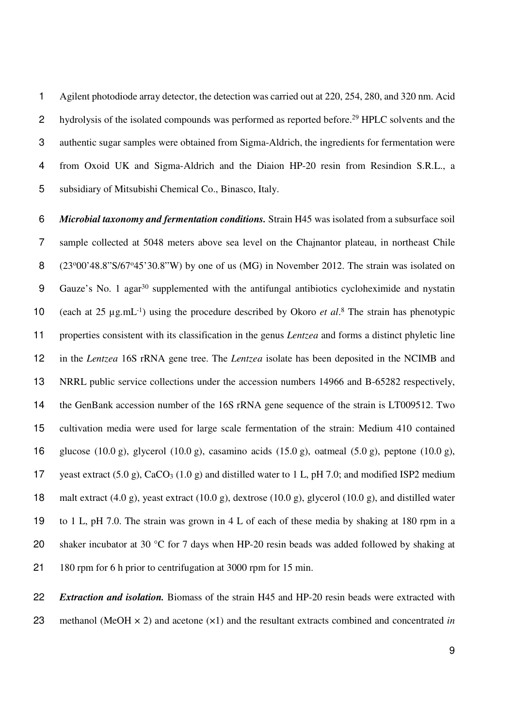Agilent photodiode array detector, the detection was carried out at 220, 254, 280, and 320 nm. Acid hydrolysis of the isolated compounds was performed as reported before.[29] HPLC solvents and the authentic sugar samples were obtained from Sigma-Aldrich, the ingredients for fermentation were from Oxoid UK and Sigma-Aldrich and the Diaion HP-20 resin from Resindion S.R.L., a subsidiary of Mitsubishi Chemical Co., Binasco, Italy.

***Microbial taxonomy and fermentation conditions.*** Strain H45 was isolated from a subsurface soil sample collected at 5048 meters above sea level on the Chajnantor plateau, in northeast Chile (23º00'48.8"S/67º45'30.8"W) by one of us (MG) in November 2012. The strain was isolated on Gauze's No. 1 agar[30] supplemented with the antifungal antibiotics cycloheximide and nystatin (each at 25 µg.mL$^{-1}$) using the procedure described by Okoro *et al*.[8] The strain has phenotypic properties consistent with its classification in the genus *Lentzea* and forms a distinct phyletic line in the *Lentzea* 16S rRNA gene tree. The *Lentzea* isolate has been deposited in the NCIMB and NRRL public service collections under the accession numbers 14966 and B-65282 respectively, the GenBank accession number of the 16S rRNA gene sequence of the strain is LT009512. Two cultivation media were used for large scale fermentation of the strain: Medium 410 contained glucose (10.0 g), glycerol (10.0 g), casamino acids (15.0 g), oatmeal (5.0 g), peptone (10.0 g), yeast extract (5.0 g), $CaCO_3$ (1.0 g) and distilled water to 1 L, pH 7.0; and modified ISP2 medium malt extract (4.0 g), yeast extract (10.0 g), dextrose (10.0 g), glycerol (10.0 g), and distilled water to 1 L, pH 7.0. The strain was grown in 4 L of each of these media by shaking at 180 rpm in a shaker incubator at 30 °C for 7 days when HP-20 resin beads was added followed by shaking at 180 rpm for 6 h prior to centrifugation at 3000 rpm for 15 min.

***Extraction and isolation.*** Biomass of the strain H45 and HP-20 resin beads were extracted with methanol (MeOH × 2) and acetone (×1) and the resultant extracts combined and concentrated *in*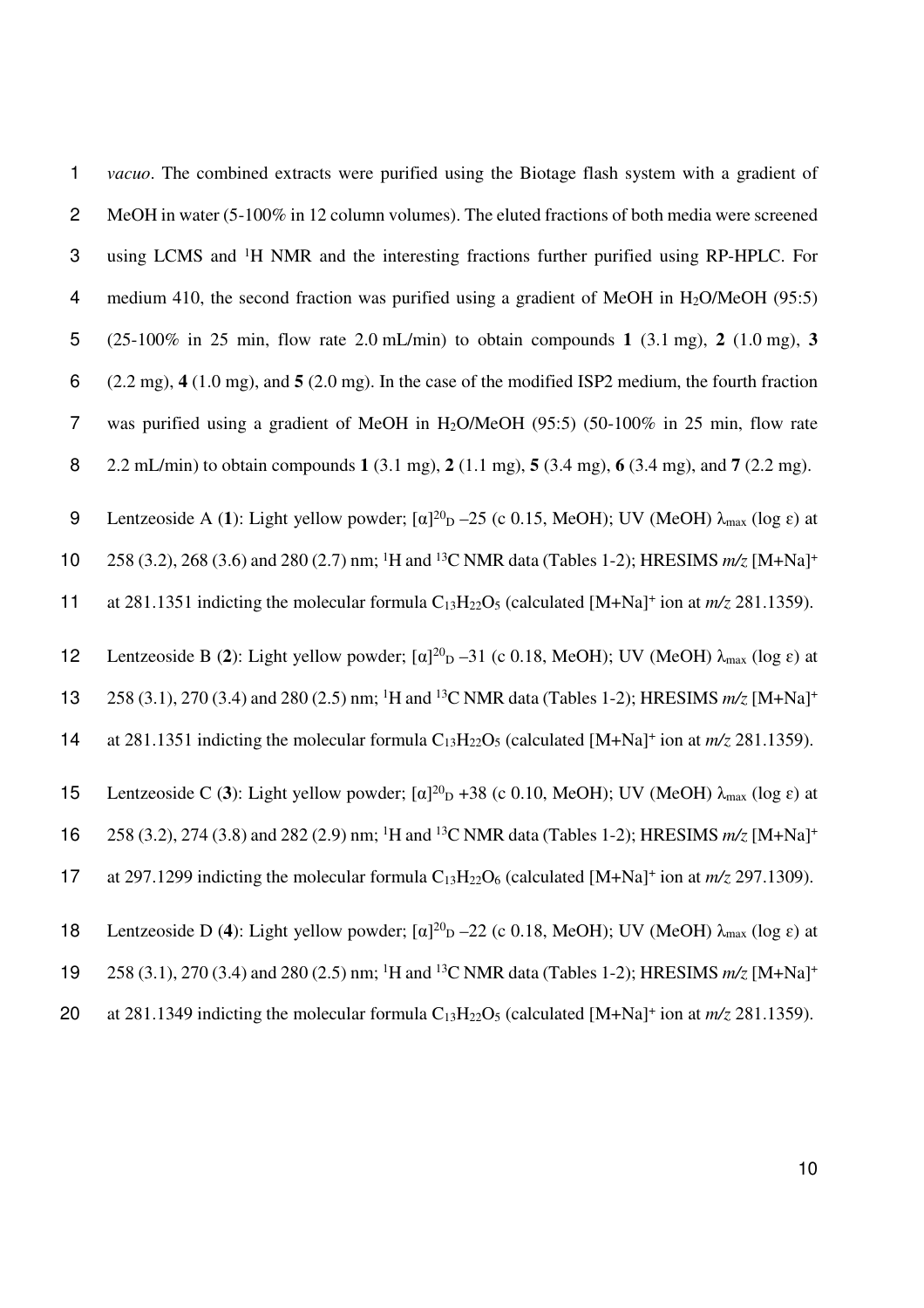*vacuo*. The combined extracts were purified using the Biotage flash system with a gradient of MeOH in water (5-100% in 12 column volumes). The eluted fractions of both media were screened using LCMS and $^{1}H$ NMR and the interesting fractions further purified using RP-HPLC. For medium 410, the second fraction was purified using a gradient of MeOH in $H_2O$/MeOH (95:5) (25-100% in 25 min, flow rate 2.0 mL/min) to obtain compounds **1** (3.1 mg), **2** (1.0 mg), **3** (2.2 mg), **4** (1.0 mg), and **5** (2.0 mg). In the case of the modified ISP2 medium, the fourth fraction was purified using a gradient of MeOH in $H_2O$/MeOH (95:5) (50-100% in 25 min, flow rate 2.2 mL/min) to obtain compounds **1** (3.1 mg), **2** (1.1 mg), **5** (3.4 mg), **6** (3.4 mg), and **7** (2.2 mg).

Lentzeoside A (**1**): Light yellow powder; $[\alpha]^{20}_{D}$ –25 (c 0.15, MeOH); UV (MeOH) $\lambda_{max}$ (log ε) at 258 (3.2), 268 (3.6) and 280 (2.7) nm; $^{1}H$ and $^{13}C$ NMR data (Tables 1-2); HRESIMS *m/z* $[M+Na]^+$ at 281.1351 indicting the molecular formula $C_{13}H_{22}O_5$ (calculated $[M+Na]^+$ ion at *m/z* 281.1359).

Lentzeoside B (**2**): Light yellow powder; $[\alpha]^{20}_{D}$ –31 (c 0.18, MeOH); UV (MeOH) $\lambda_{max}$ (log ε) at 258 (3.1), 270 (3.4) and 280 (2.5) nm; $^{1}H$ and $^{13}C$ NMR data (Tables 1-2); HRESIMS *m/z* $[M+Na]^+$ at 281.1351 indicting the molecular formula $C_{13}H_{22}O_5$ (calculated $[M+Na]^+$ ion at *m/z* 281.1359).

Lentzeoside C (**3**): Light yellow powder; $[\alpha]^{20}_{D}$ +38 (c 0.10, MeOH); UV (MeOH) $\lambda_{max}$ (log ε) at 258 (3.2), 274 (3.8) and 282 (2.9) nm; $^{1}H$ and $^{13}C$ NMR data (Tables 1-2); HRESIMS *m/z* $[M+Na]^+$ at 297.1299 indicting the molecular formula $C_{13}H_{22}O_6$ (calculated $[M+Na]^+$ ion at *m/z* 297.1309).

Lentzeoside D (**4**): Light yellow powder; $[\alpha]^{20}_{D}$ –22 (c 0.18, MeOH); UV (MeOH) $\lambda_{max}$ (log ε) at 258 (3.1), 270 (3.4) and 280 (2.5) nm; $^{1}H$ and $^{13}C$ NMR data (Tables 1-2); HRESIMS *m/z* $[M+Na]^+$ at 281.1349 indicting the molecular formula $C_{13}H_{22}O_5$ (calculated $[M+Na]^+$ ion at *m/z* 281.1359).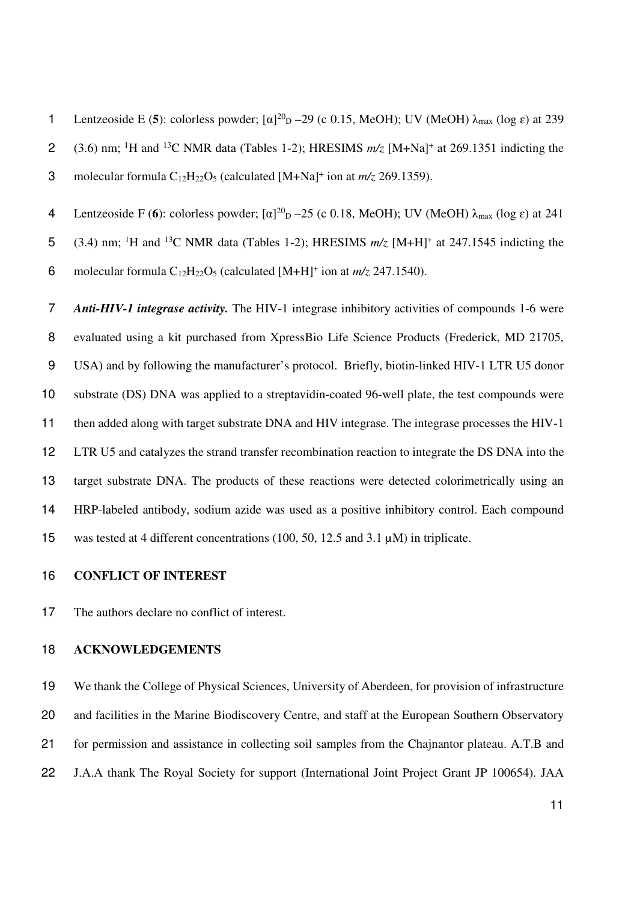Lentzeoside E (**5**): colorless powder; $[\alpha]^{20}_{D}$ –29 (c 0.15, MeOH); UV (MeOH) $\lambda_{max}$ (log ε) at 239 (3.6) nm; $^{1}$H and $^{13}$C NMR data (Tables 1-2); HRESIMS *m/z* $[M+Na]^{+}$ at 269.1351 indicting the molecular formula $C_{12}H_{22}O_{5}$ (calculated $[M+Na]^{+}$ ion at *m/z* 269.1359).

Lentzeoside F (**6**): colorless powder; $[\alpha]^{20}_{D}$ –25 (c 0.18, MeOH); UV (MeOH) $\lambda_{max}$ (log ε) at 241 (3.4) nm; $^{1}$H and $^{13}$C NMR data (Tables 1-2); HRESIMS *m/z* $[M+H]^{+}$ at 247.1545 indicting the molecular formula $C_{12}H_{22}O_{5}$ (calculated $[M+H]^{+}$ ion at *m/z* 247.1540).

***Anti-HIV-1 integrase activity.*** The HIV-1 integrase inhibitory activities of compounds 1-6 were evaluated using a kit purchased from XpressBio Life Science Products (Frederick, MD 21705, USA) and by following the manufacturer's protocol. Briefly, biotin-linked HIV-1 LTR U5 donor substrate (DS) DNA was applied to a streptavidin-coated 96-well plate, the test compounds were then added along with target substrate DNA and HIV integrase. The integrase processes the HIV-1 LTR U5 and catalyzes the strand transfer recombination reaction to integrate the DS DNA into the target substrate DNA. The products of these reactions were detected colorimetrically using an HRP-labeled antibody, sodium azide was used as a positive inhibitory control. Each compound was tested at 4 different concentrations (100, 50, 12.5 and 3.1 μM) in triplicate.

## CONFLICT OF INTEREST

The authors declare no conflict of interest.

## ACKNOWLEDGEMENTS

We thank the College of Physical Sciences, University of Aberdeen, for provision of infrastructure and facilities in the Marine Biodiscovery Centre, and staff at the European Southern Observatory for permission and assistance in collecting soil samples from the Chajnantor plateau. A.T.B and J.A.A thank The Royal Society for support (International Joint Project Grant JP 100654). JAA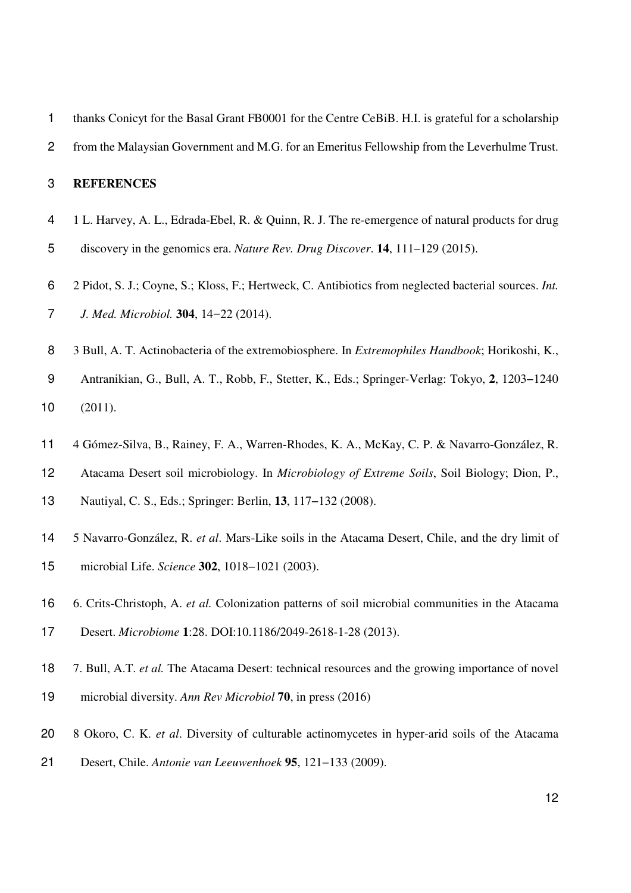thanks Conicyt for the Basal Grant FB0001 for the Centre CeBiB. H.I. is grateful for a scholarship from the Malaysian Government and M.G. for an Emeritus Fellowship from the Leverhulme Trust.

## REFERENCES

1 L. Harvey, A. L., Edrada-Ebel, R. & Quinn, R. J. The re-emergence of natural products for drug discovery in the genomics era. *Nature Rev. Drug Discover*. **14**, 111–129 (2015).

2 Pidot, S. J.; Coyne, S.; Kloss, F.; Hertweck, C. Antibiotics from neglected bacterial sources. *Int. J. Med. Microbiol.* **304**, 14−22 (2014).

3 Bull, A. T. Actinobacteria of the extremobiosphere. In *Extremophiles Handbook*; Horikoshi, K., Antranikian, G., Bull, A. T., Robb, F., Stetter, K., Eds.; Springer-Verlag: Tokyo, **2**, 1203−1240 (2011).

4 Gómez-Silva, B., Rainey, F. A., Warren-Rhodes, K. A., McKay, C. P. & Navarro-González, R. Atacama Desert soil microbiology. In *Microbiology of Extreme Soils*, Soil Biology; Dion, P., Nautiyal, C. S., Eds.; Springer: Berlin, **13**, 117−132 (2008).

5 Navarro-González, R. *et al*. Mars-Like soils in the Atacama Desert, Chile, and the dry limit of microbial Life. *Science* **302**, 1018−1021 (2003).

6. Crits-Christoph, A. *et al.* Colonization patterns of soil microbial communities in the Atacama Desert. *Microbiome* **1**:28. DOI:10.1186/2049-2618-1-28 (2013).

7. Bull, A.T. *et al.* The Atacama Desert: technical resources and the growing importance of novel microbial diversity. *Ann Rev Microbiol* **70**, in press (2016)

8 Okoro, C. K. *et al*. Diversity of culturable actinomycetes in hyper-arid soils of the Atacama Desert, Chile. *Antonie van Leeuwenhoek* **95**, 121−133 (2009).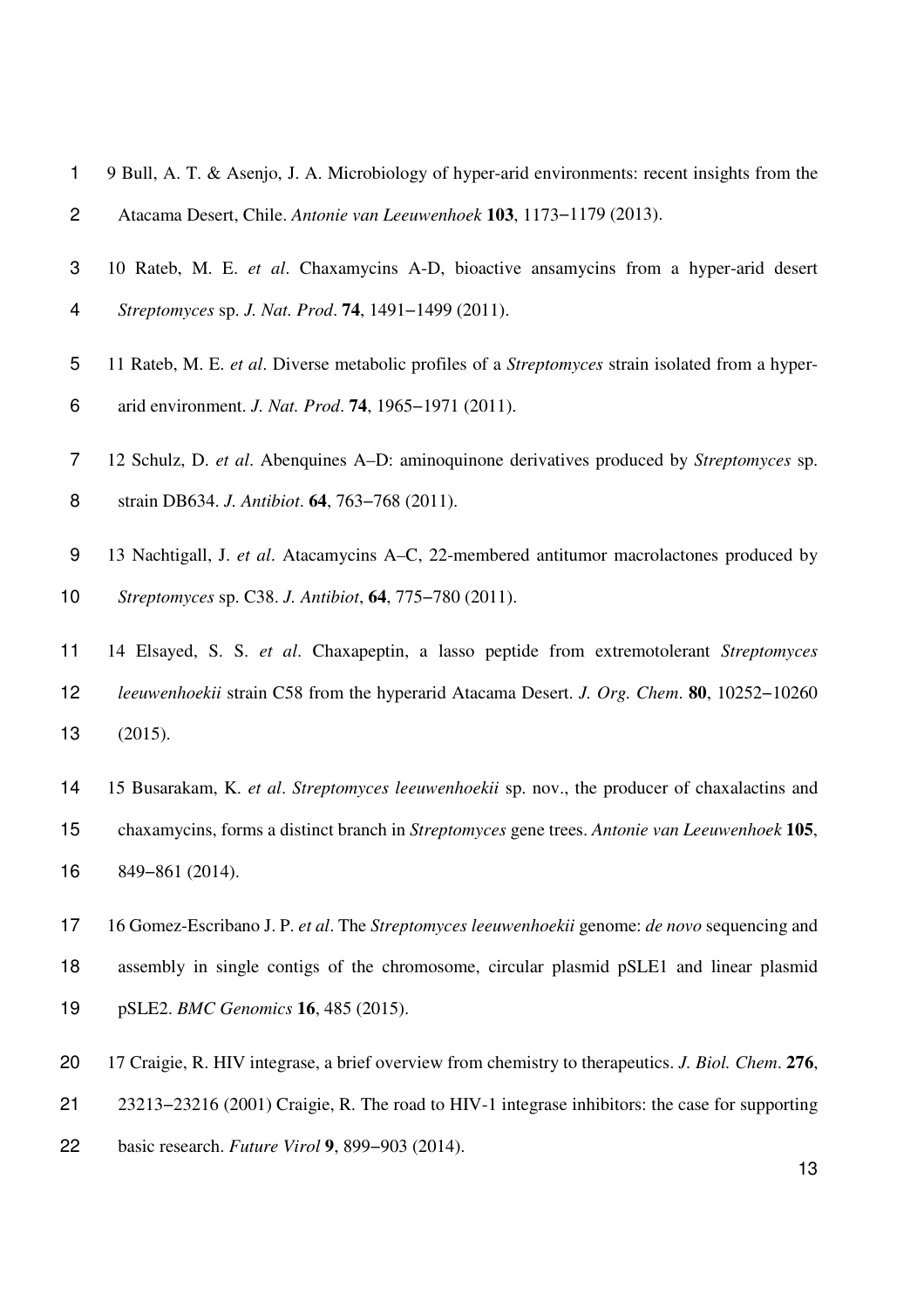9 Bull, A. T. & Asenjo, J. A. Microbiology of hyper-arid environments: recent insights from the Atacama Desert, Chile. *Antonie van Leeuwenhoek* **103**, 1173−1179 (2013).

10 Rateb, M. E. *et al*. Chaxamycins A-D, bioactive ansamycins from a hyper-arid desert *Streptomyces* sp. *J. Nat. Prod*. **74**, 1491−1499 (2011).

11 Rateb, M. E. *et al*. Diverse metabolic profiles of a *Streptomyces* strain isolated from a hyper-arid environment. *J. Nat. Prod*. **74**, 1965−1971 (2011).

12 Schulz, D. *et al*. Abenquines A–D: aminoquinone derivatives produced by *Streptomyces* sp. strain DB634. *J. Antibiot*. **64**, 763−768 (2011).

13 Nachtigall, J. *et al*. Atacamycins A–C, 22-membered antitumor macrolactones produced by *Streptomyces* sp. C38. *J. Antibiot*, **64**, 775−780 (2011).

14 Elsayed, S. S. *et al*. Chaxapeptin, a lasso peptide from extremotolerant *Streptomyces leeuwenhoekii* strain C58 from the hyperarid Atacama Desert. *J. Org. Chem*. **80**, 10252−10260 (2015).

15 Busarakam, K. *et al*. *Streptomyces leeuwenhoekii* sp. nov., the producer of chaxalactins and chaxamycins, forms a distinct branch in *Streptomyces* gene trees. *Antonie van Leeuwenhoek* **105**, 849−861 (2014).

16 Gomez-Escribano J. P. *et al*. The *Streptomyces leeuwenhoekii* genome: *de novo* sequencing and assembly in single contigs of the chromosome, circular plasmid pSLE1 and linear plasmid pSLE2. *BMC Genomics* **16**, 485 (2015).

17 Craigie, R. HIV integrase, a brief overview from chemistry to therapeutics. *J. Biol. Chem*. **276**, 23213−23216 (2001) Craigie, R. The road to HIV-1 integrase inhibitors: the case for supporting basic research. *Future Virol* **9**, 899−903 (2014).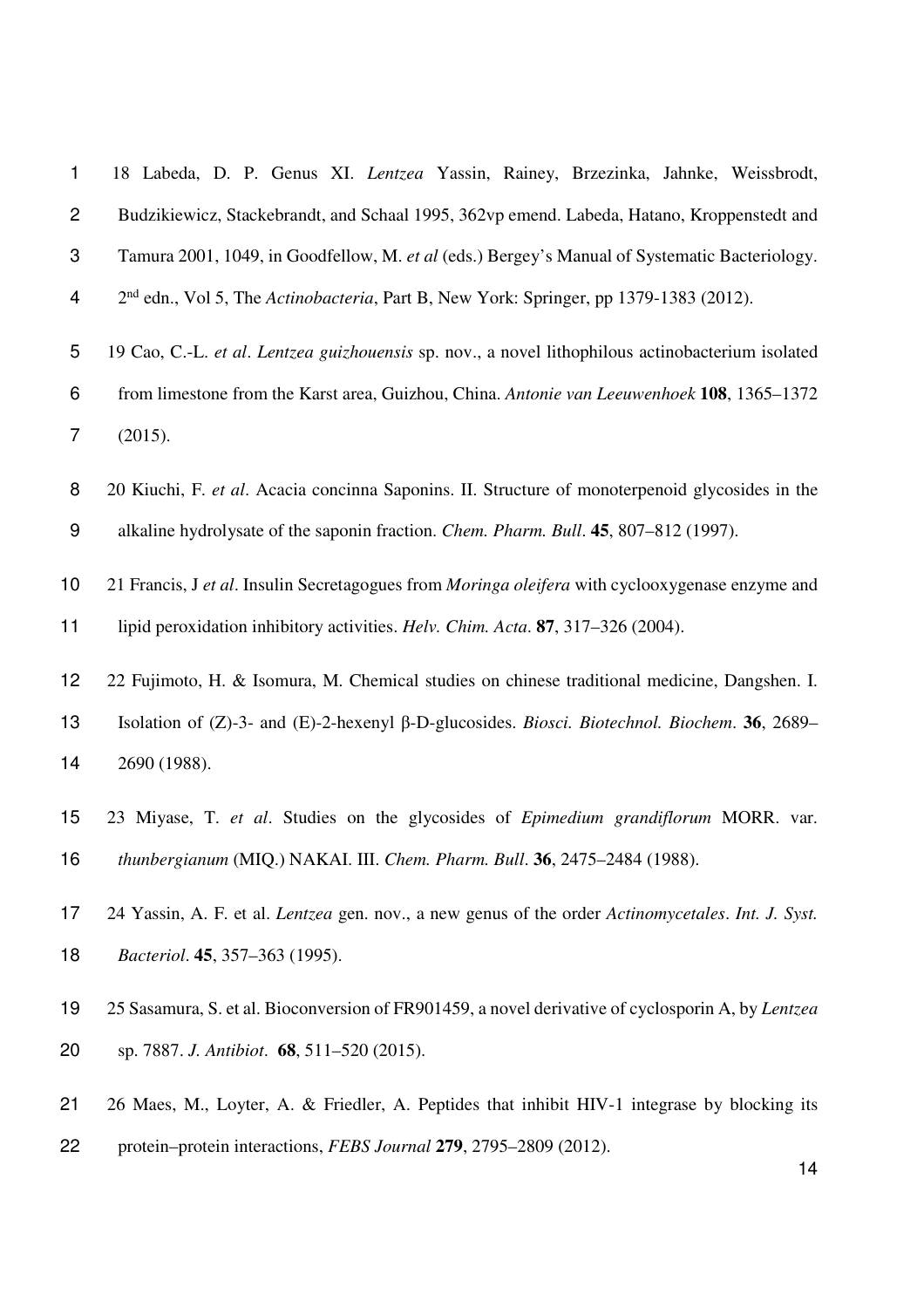18 Labeda, D. P. Genus XI. *Lentzea* Yassin, Rainey, Brzezinka, Jahnke, Weissbrodt, Budzikiewicz, Stackebrandt, and Schaal 1995, 362vp emend. Labeda, Hatano, Kroppenstedt and Tamura 2001, 1049, in Goodfellow, M. *et al* (eds.) Bergey's Manual of Systematic Bacteriology. 2nd edn., Vol 5, The *Actinobacteria*, Part B, New York: Springer, pp 1379-1383 (2012).

19 Cao, C.-L. *et al*. *Lentzea guizhouensis* sp. nov., a novel lithophilous actinobacterium isolated from limestone from the Karst area, Guizhou, China. *Antonie van Leeuwenhoek* **108**, 1365–1372 (2015).

20 Kiuchi, F. *et al*. Acacia concinna Saponins. II. Structure of monoterpenoid glycosides in the alkaline hydrolysate of the saponin fraction. *Chem. Pharm. Bull*. **45**, 807–812 (1997).

21 Francis, J *et al*. Insulin Secretagogues from *Moringa oleifera* with cyclooxygenase enzyme and lipid peroxidation inhibitory activities. *Helv. Chim. Acta*. **87**, 317–326 (2004).

22 Fujimoto, H. & Isomura, M. Chemical studies on chinese traditional medicine, Dangshen. I. Isolation of (Z)-3- and (E)-2-hexenyl β-D-glucosides. *Biosci. Biotechnol. Biochem*. **36**, 2689–2690 (1988).

23 Miyase, T. *et al*. Studies on the glycosides of *Epimedium grandiflorum* MORR. var. *thunbergianum* (MIQ.) NAKAI. III. *Chem. Pharm. Bull*. **36**, 2475–2484 (1988).

24 Yassin, A. F. et al. *Lentzea* gen. nov., a new genus of the order *Actinomycetales*. *Int. J. Syst. Bacteriol*. **45**, 357–363 (1995).

25 Sasamura, S. et al. Bioconversion of FR901459, a novel derivative of cyclosporin A, by *Lentzea* sp. 7887. *J. Antibiot*. **68**, 511–520 (2015).

26 Maes, M., Loyter, A. & Friedler, A. Peptides that inhibit HIV-1 integrase by blocking its protein–protein interactions, *FEBS Journal* **279**, 2795–2809 (2012).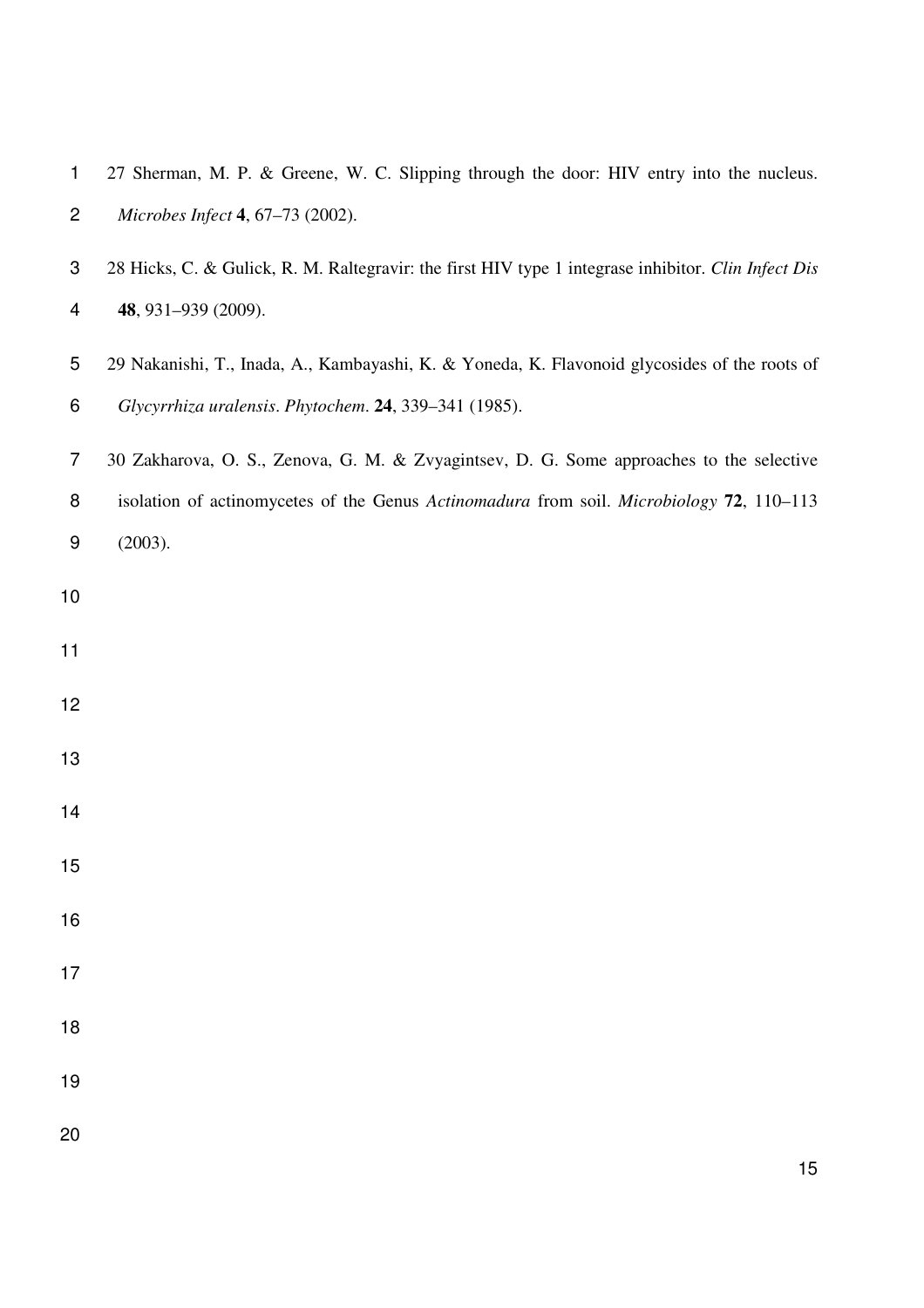27 Sherman, M. P. & Greene, W. C. Slipping through the door: HIV entry into the nucleus. *Microbes Infect* **4**, 67–73 (2002).

28 Hicks, C. & Gulick, R. M. Raltegravir: the first HIV type 1 integrase inhibitor. *Clin Infect Dis* **48**, 931–939 (2009).

29 Nakanishi, T., Inada, A., Kambayashi, K. & Yoneda, K. Flavonoid glycosides of the roots of *Glycyrrhiza uralensis*. *Phytochem*. **24**, 339–341 (1985).

30 Zakharova, O. S., Zenova, G. M. & Zvyagintsev, D. G. Some approaches to the selective isolation of actinomycetes of the Genus *Actinomadura* from soil. *Microbiology* **72**, 110–113 (2003).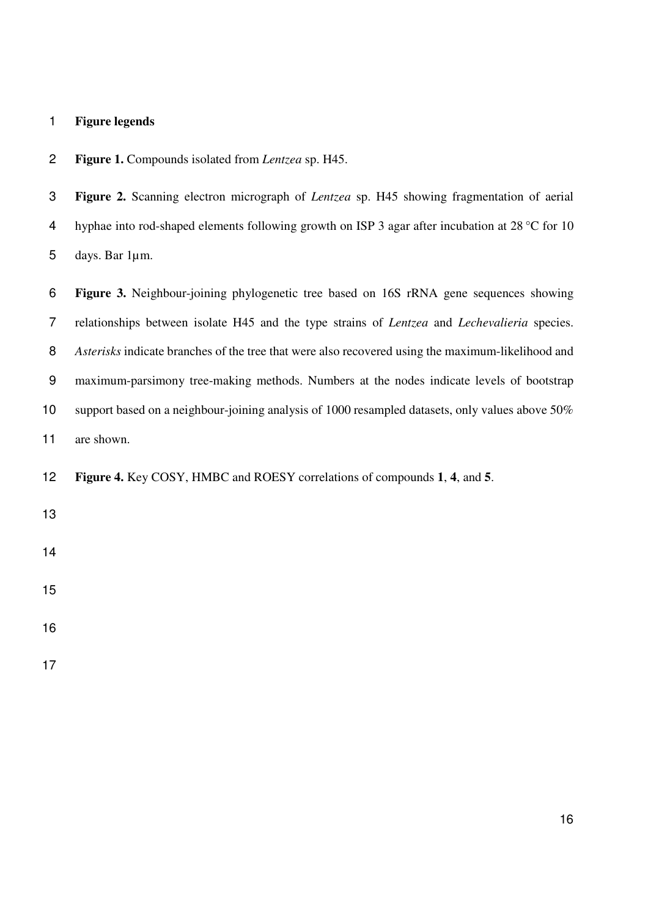**Figure legends**

**Figure 1.** Compounds isolated from *Lentzea* sp. H45.

**Figure 2.** Scanning electron micrograph of *Lentzea* sp. H45 showing fragmentation of aerial hyphae into rod-shaped elements following growth on ISP 3 agar after incubation at 28 °C for 10 days. Bar 1μm.

**Figure 3.** Neighbour-joining phylogenetic tree based on 16S rRNA gene sequences showing relationships between isolate H45 and the type strains of *Lentzea* and *Lechevalieria* species. *Asterisks* indicate branches of the tree that were also recovered using the maximum-likelihood and maximum-parsimony tree-making methods. Numbers at the nodes indicate levels of bootstrap support based on a neighbour-joining analysis of 1000 resampled datasets, only values above 50% are shown.

**Figure 4.** Key COSY, HMBC and ROESY correlations of compounds **1**, **4**, and **5**.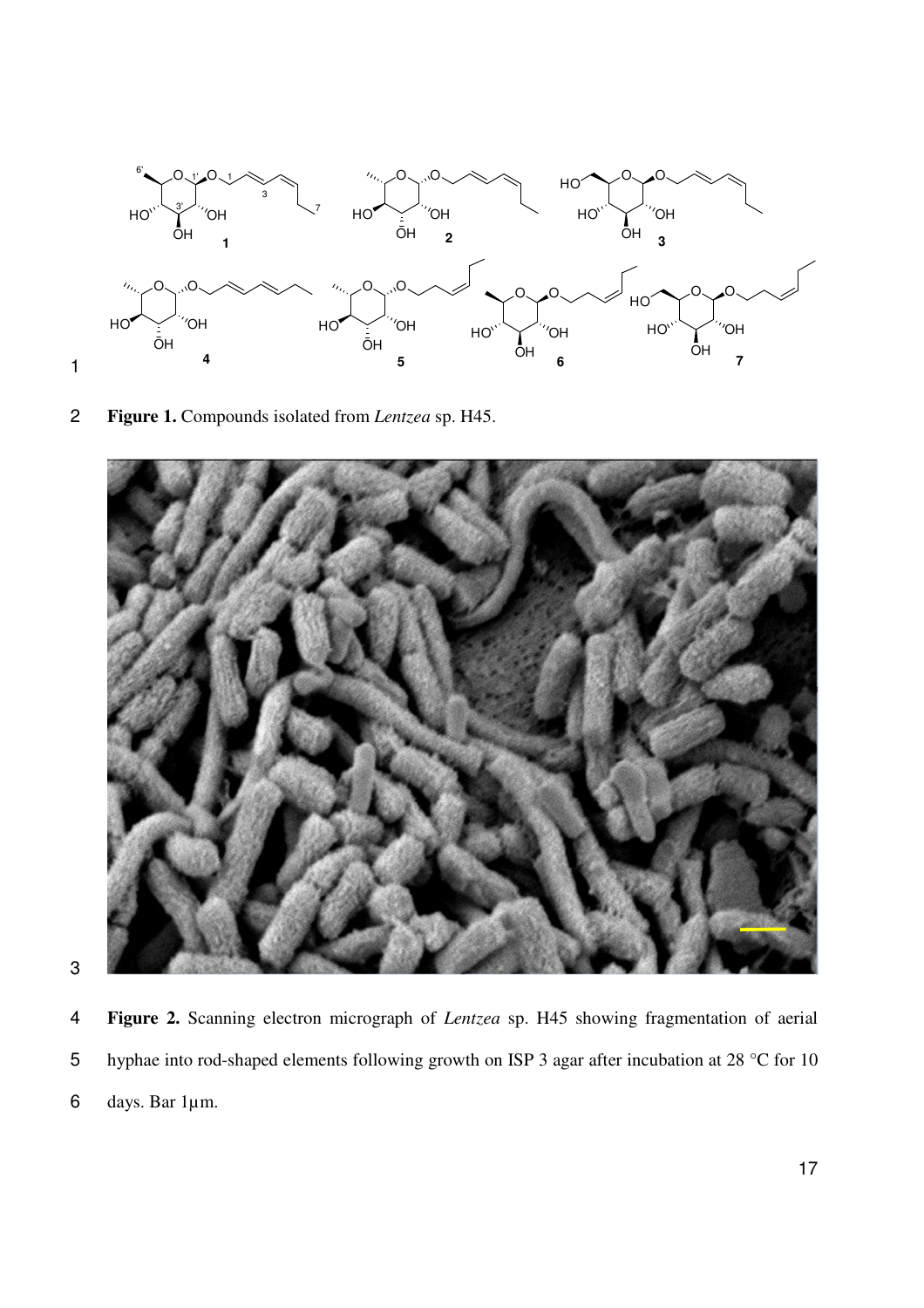**Figure 1.** Compounds isolated from *Lentzea* sp. H45.

**Figure 2.** Scanning electron micrograph of *Lentzea* sp. H45 showing fragmentation of aerial hyphae into rod-shaped elements following growth on ISP 3 agar after incubation at 28 °C for 10 days. Bar 1µm.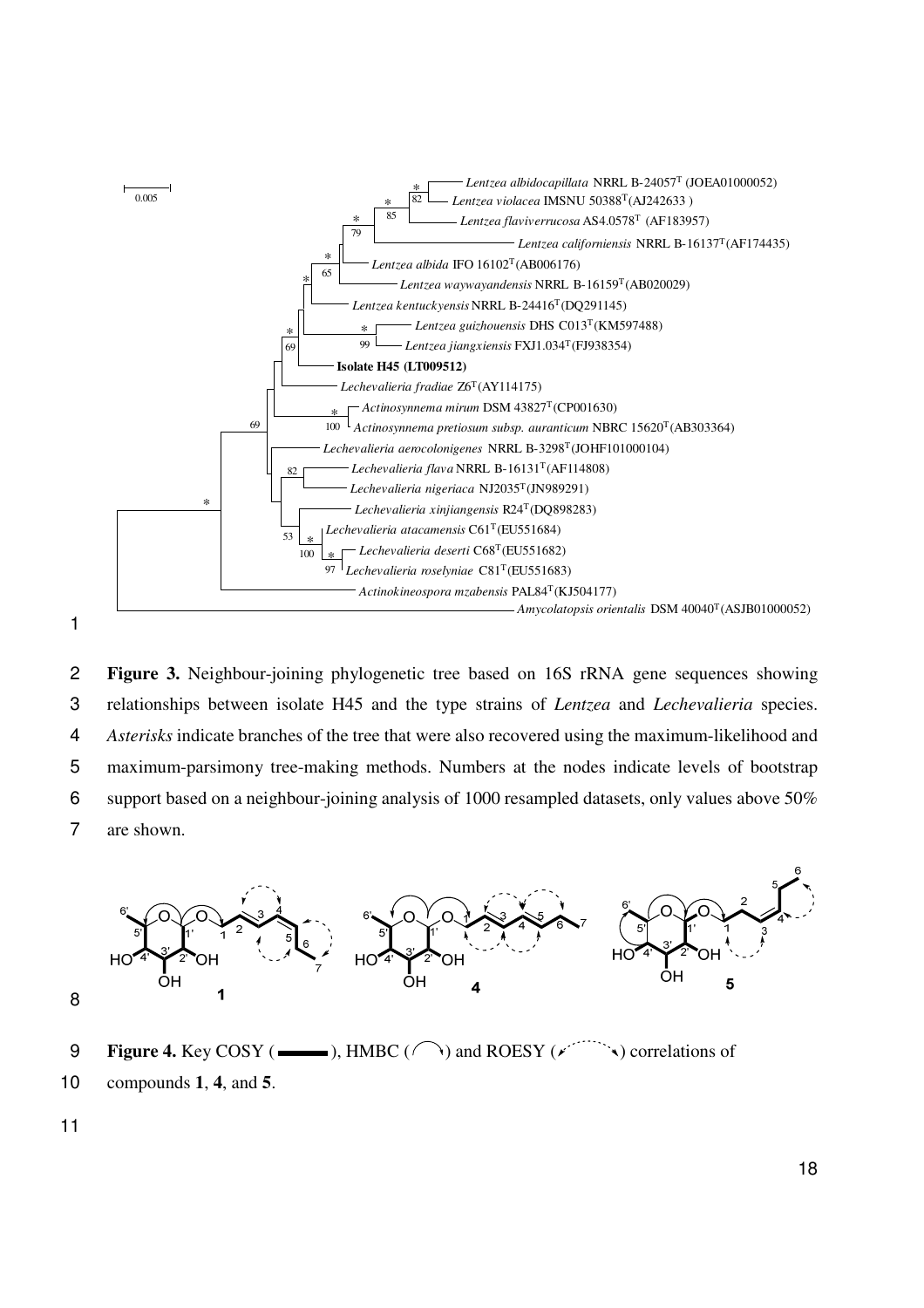**Figure 3.** Neighbour-joining phylogenetic tree based on 16S rRNA gene sequences showing relationships between isolate H45 and the type strains of *Lentzea* and *Lechevalieria* species. *Asterisks* indicate branches of the tree that were also recovered using the maximum-likelihood and maximum-parsimony tree-making methods. Numbers at the nodes indicate levels of bootstrap support based on a neighbour-joining analysis of 1000 resampled datasets, only values above 50% are shown.

**Figure 4.** Key COSY ( ▬▬ ), HMBC ( ⌒ ) and ROESY ( ⋰⋱ ) correlations of compounds **1**, **4**, and **5**.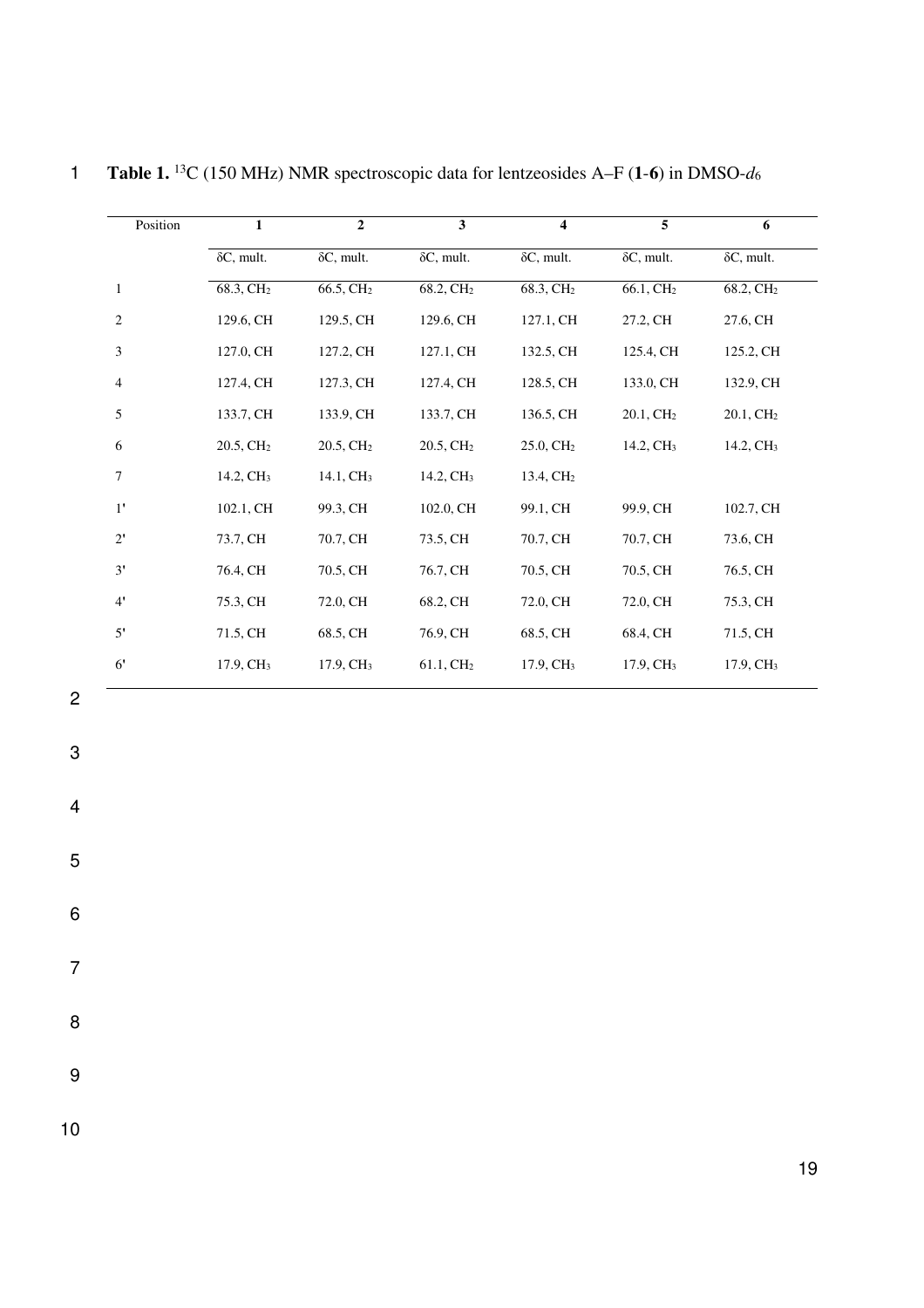**Table 1.** $^{13}C$ (150 MHz) NMR spectroscopic data for lentzeosides A–F (**1**-**6**) in DMSO-$d_6$

| Position | **1** | **2** | **3** | **4** | **5** | **6** |
|---|---|---|---|---|---|---|
| | δC, mult. | δC, mult. | δC, mult. | δC, mult. | δC, mult. | δC, mult. |
| 1 | 68.3, $CH_2$ | 66.5, $CH_2$ | 68.2, $CH_2$ | 68.3, $CH_2$ | 66.1, $CH_2$ | 68.2, $CH_2$ |
| 2 | 129.6, CH | 129.5, CH | 129.6, CH | 127.1, CH | 27.2, CH | 27.6, CH |
| 3 | 127.0, CH | 127.2, CH | 127.1, CH | 132.5, CH | 125.4, CH | 125.2, CH |
| 4 | 127.4, CH | 127.3, CH | 127.4, CH | 128.5, CH | 133.0, CH | 132.9, CH |
| 5 | 133.7, CH | 133.9, CH | 133.7, CH | 136.5, CH | 20.1, $CH_2$ | 20.1, $CH_2$ |
| 6 | 20.5, $CH_2$ | 20.5, $CH_2$ | 20.5, $CH_2$ | 25.0, $CH_2$ | 14.2, $CH_3$ | 14.2, $CH_3$ |
| 7 | 14.2, $CH_3$ | 14.1, $CH_3$ | 14.2, $CH_3$ | 13.4, $CH_2$ | | |
| 1' | 102.1, CH | 99.3, CH | 102.0, CH | 99.1, CH | 99.9, CH | 102.7, CH |
| 2' | 73.7, CH | 70.7, CH | 73.5, CH | 70.7, CH | 70.7, CH | 73.6, CH |
| 3' | 76.4, CH | 70.5, CH | 76.7, CH | 70.5, CH | 70.5, CH | 76.5, CH |
| 4' | 75.3, CH | 72.0, CH | 68.2, CH | 72.0, CH | 72.0, CH | 75.3, CH |
| 5' | 71.5, CH | 68.5, CH | 76.9, CH | 68.5, CH | 68.4, CH | 71.5, CH |
| 6' | 17.9, $CH_3$ | 17.9, $CH_3$ | 61.1, $CH_2$ | 17.9, $CH_3$ | 17.9, $CH_3$ | 17.9, $CH_3$ |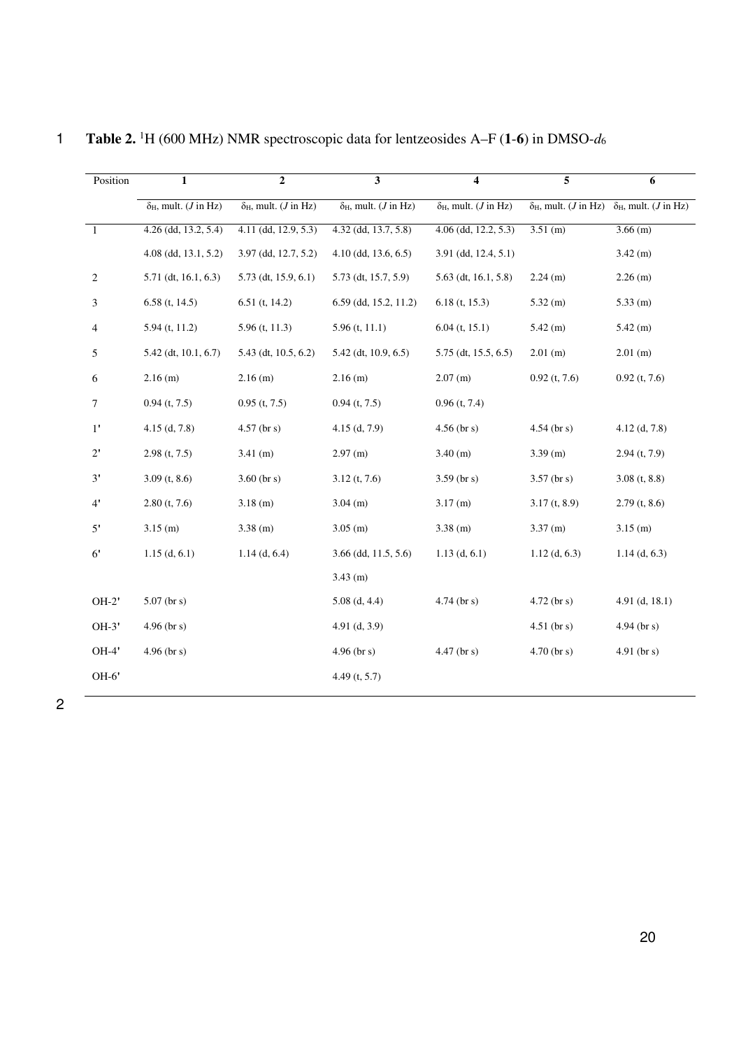**Table 2.** $^{1}H$ (600 MHz) NMR spectroscopic data for lentzeosides A–F (**1**-**6**) in DMSO-$d_6$

| Position | **1** | **2** | **3** | **4** | **5** | **6** |
|---|---|---|---|---|---|---|
| | $\delta_H$, mult. ($J$ in Hz) | $\delta_H$, mult. ($J$ in Hz) | $\delta_H$, mult. ($J$ in Hz) | $\delta_H$, mult. ($J$ in Hz) | $\delta_H$, mult. ($J$ in Hz) | $\delta_H$, mult. ($J$ in Hz) |
| 1 | 4.26 (dd, 13.2, 5.4) | 4.11 (dd, 12.9, 5.3) | 4.32 (dd, 13.7, 5.8) | 4.06 (dd, 12.2, 5.3) | 3.51 (m) | 3.66 (m) |
| | 4.08 (dd, 13.1, 5.2) | 3.97 (dd, 12.7, 5.2) | 4.10 (dd, 13.6, 6.5) | 3.91 (dd, 12.4, 5.1) | | 3.42 (m) |
| 2 | 5.71 (dt, 16.1, 6.3) | 5.73 (dt, 15.9, 6.1) | 5.73 (dt, 15.7, 5.9) | 5.63 (dt, 16.1, 5.8) | 2.24 (m) | 2.26 (m) |
| 3 | 6.58 (t, 14.5) | 6.51 (t, 14.2) | 6.59 (dd, 15.2, 11.2) | 6.18 (t, 15.3) | 5.32 (m) | 5.33 (m) |
| 4 | 5.94 (t, 11.2) | 5.96 (t, 11.3) | 5.96 (t, 11.1) | 6.04 (t, 15.1) | 5.42 (m) | 5.42 (m) |
| 5 | 5.42 (dt, 10.1, 6.7) | 5.43 (dt, 10.5, 6.2) | 5.42 (dt, 10.9, 6.5) | 5.75 (dt, 15.5, 6.5) | 2.01 (m) | 2.01 (m) |
| 6 | 2.16 (m) | 2.16 (m) | 2.16 (m) | 2.07 (m) | 0.92 (t, 7.6) | 0.92 (t, 7.6) |
| 7 | 0.94 (t, 7.5) | 0.95 (t, 7.5) | 0.94 (t, 7.5) | 0.96 (t, 7.4) | | |
| 1' | 4.15 (d, 7.8) | 4.57 (br s) | 4.15 (d, 7.9) | 4.56 (br s) | 4.54 (br s) | 4.12 (d, 7.8) |
| 2' | 2.98 (t, 7.5) | 3.41 (m) | 2.97 (m) | 3.40 (m) | 3.39 (m) | 2.94 (t, 7.9) |
| 3' | 3.09 (t, 8.6) | 3.60 (br s) | 3.12 (t, 7.6) | 3.59 (br s) | 3.57 (br s) | 3.08 (t, 8.8) |
| 4' | 2.80 (t, 7.6) | 3.18 (m) | 3.04 (m) | 3.17 (m) | 3.17 (t, 8.9) | 2.79 (t, 8.6) |
| 5' | 3.15 (m) | 3.38 (m) | 3.05 (m) | 3.38 (m) | 3.37 (m) | 3.15 (m) |
| 6' | 1.15 (d, 6.1) | 1.14 (d, 6.4) | 3.66 (dd, 11.5, 5.6) | 1.13 (d, 6.1) | 1.12 (d, 6.3) | 1.14 (d, 6.3) |
| | | | 3.43 (m) | | | |
| OH-2' | 5.07 (br s) | | 5.08 (d, 4.4) | 4.74 (br s) | 4.72 (br s) | 4.91 (d, 18.1) |
| OH-3' | 4.96 (br s) | | 4.91 (d, 3.9) | | 4.51 (br s) | 4.94 (br s) |
| OH-4' | 4.96 (br s) | | 4.96 (br s) | 4.47 (br s) | 4.70 (br s) | 4.91 (br s) |
| OH-6' | | | 4.49 (t, 5.7) | | | |